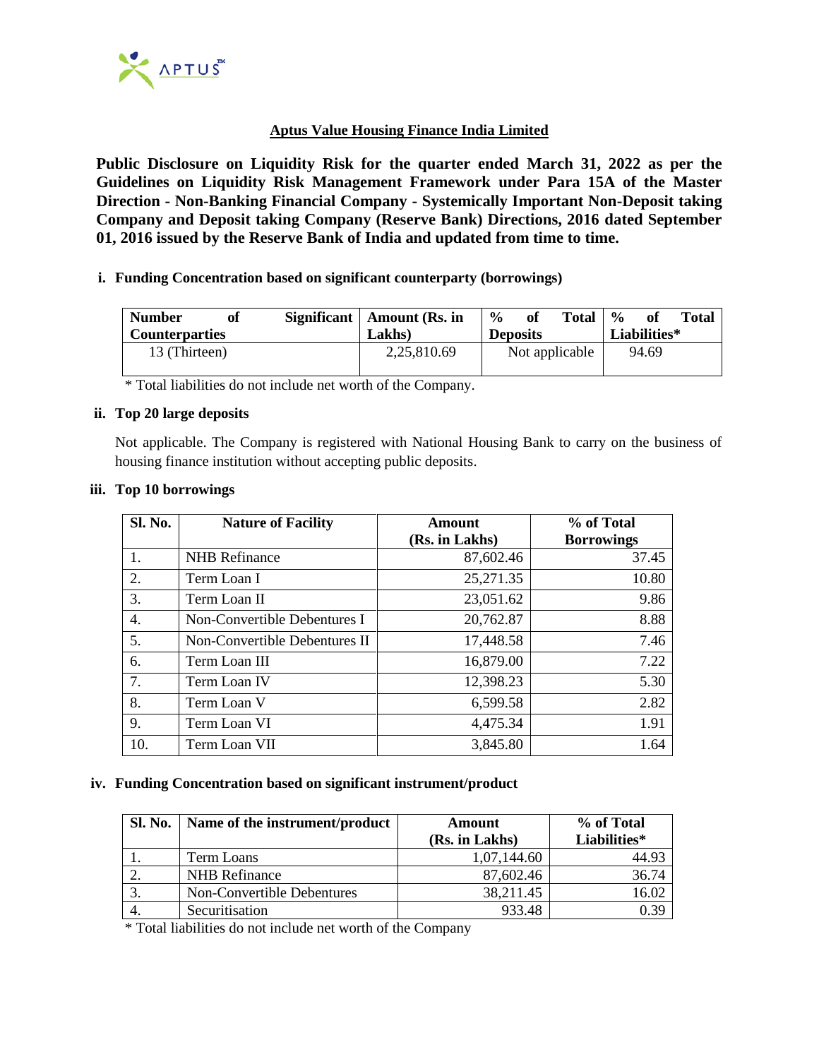## Aptus Value Housing Finance India Limited

**Public Disclosure on Liquidity Risk for the quarter ended March 31, 2022 as per the Guidelines on Liquidity Risk Management Framework under Para 15A of the Master Direction - Non-Banking Financial Company - Systemically Important Non-Deposit taking Company and Deposit taking Company (Reserve Bank) Directions, 2016 dated September 01, 2016 issued by the Reserve Bank of India and updated from time to time.**

### i. Funding Concentration based on significant counterparty (borrowings)

| Number of Significant Counterparties | Amount (Rs. in Lakhs) | % of Total Deposits | % of Total Liabilities* |
|---|---|---|---|
| 13 (Thirteen) | 2,25,810.69 | Not applicable | 94.69 |

\* Total liabilities do not include net worth of the Company.

### ii. Top 20 large deposits

Not applicable. The Company is registered with National Housing Bank to carry on the business of housing finance institution without accepting public deposits.

### iii. Top 10 borrowings

| Sl. No. | Nature of Facility | Amount (Rs. in Lakhs) | % of Total Borrowings |
|---|---|---|---|
| 1. | NHB Refinance | 87,602.46 | 37.45 |
| 2. | Term Loan I | 25,271.35 | 10.80 |
| 3. | Term Loan II | 23,051.62 | 9.86 |
| 4. | Non-Convertible Debentures I | 20,762.87 | 8.88 |
| 5. | Non-Convertible Debentures II | 17,448.58 | 7.46 |
| 6. | Term Loan III | 16,879.00 | 7.22 |
| 7. | Term Loan IV | 12,398.23 | 5.30 |
| 8. | Term Loan V | 6,599.58 | 2.82 |
| 9. | Term Loan VI | 4,475.34 | 1.91 |
| 10. | Term Loan VII | 3,845.80 | 1.64 |

### iv. Funding Concentration based on significant instrument/product

| Sl. No. | Name of the instrument/product | Amount (Rs. in Lakhs) | % of Total Liabilities* |
|---|---|---|---|
| 1. | Term Loans | 1,07,144.60 | 44.93 |
| 2. | NHB Refinance | 87,602.46 | 36.74 |
| 3. | Non-Convertible Debentures | 38,211.45 | 16.02 |
| 4. | Securitisation | 933.48 | 0.39 |

\* Total liabilities do not include net worth of the Company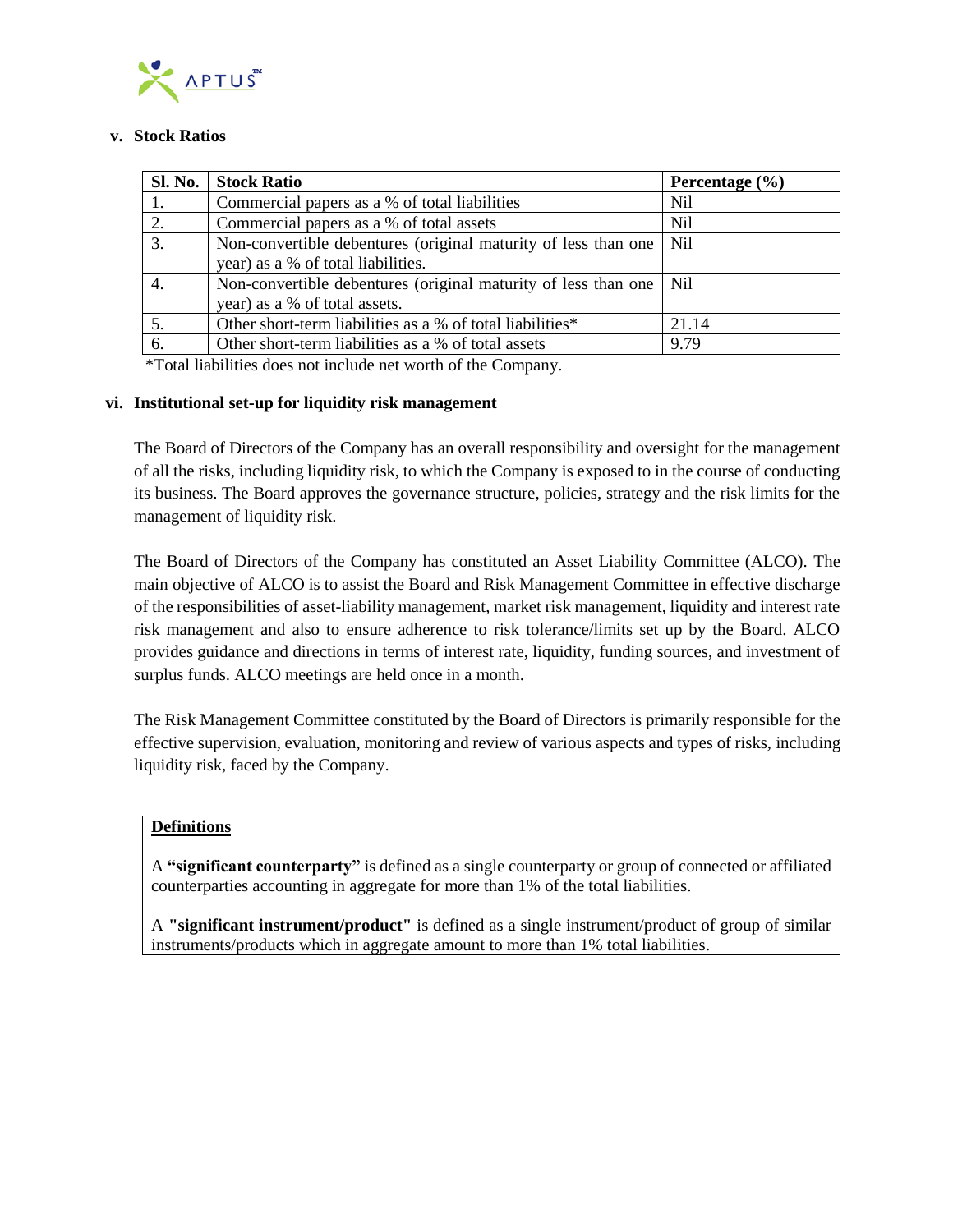**v. Stock Ratios**

| Sl. No. | Stock Ratio | Percentage (%) |
|---|---|---|
| 1. | Commercial papers as a % of total liabilities | Nil |
| 2. | Commercial papers as a % of total assets | Nil |
| 3. | Non-convertible debentures (original maturity of less than one year) as a % of total liabilities. | Nil |
| 4. | Non-convertible debentures (original maturity of less than one year) as a % of total assets. | Nil |
| 5. | Other short-term liabilities as a % of total liabilities* | 21.14 |
| 6. | Other short-term liabilities as a % of total assets | 9.79 |

*Total liabilities does not include net worth of the Company.

**vi. Institutional set-up for liquidity risk management**

The Board of Directors of the Company has an overall responsibility and oversight for the management of all the risks, including liquidity risk, to which the Company is exposed to in the course of conducting its business. The Board approves the governance structure, policies, strategy and the risk limits for the management of liquidity risk.

The Board of Directors of the Company has constituted an Asset Liability Committee (ALCO). The main objective of ALCO is to assist the Board and Risk Management Committee in effective discharge of the responsibilities of asset-liability management, market risk management, liquidity and interest rate risk management and also to ensure adherence to risk tolerance/limits set up by the Board. ALCO provides guidance and directions in terms of interest rate, liquidity, funding sources, and investment of surplus funds. ALCO meetings are held once in a month.

The Risk Management Committee constituted by the Board of Directors is primarily responsible for the effective supervision, evaluation, monitoring and review of various aspects and types of risks, including liquidity risk, faced by the Company.

**Definitions**

A **"significant counterparty"** is defined as a single counterparty or group of connected or affiliated counterparties accounting in aggregate for more than 1% of the total liabilities.

A **"significant instrument/product"** is defined as a single instrument/product of group of similar instruments/products which in aggregate amount to more than 1% total liabilities.